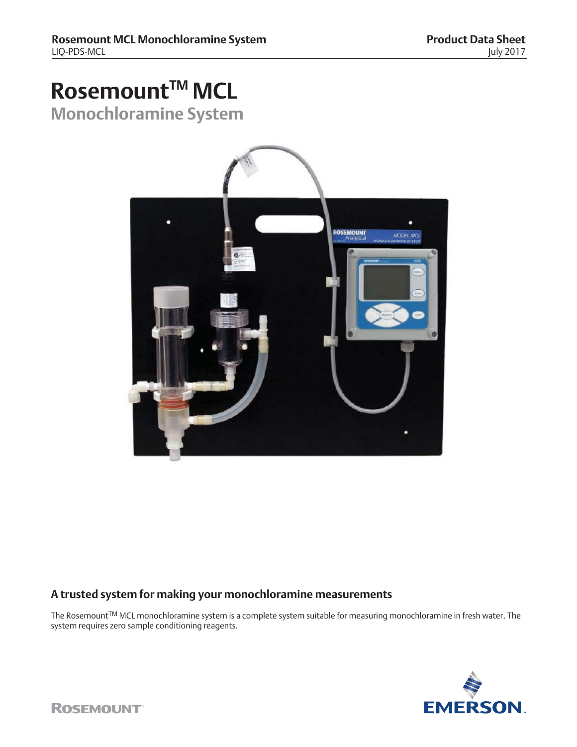# Rosemount™ MCL

## Monochloramine System

## A trusted system for making your monochloramine measurements

The Rosemount™ MCL monochloramine system is a complete system suitable for measuring monochloramine in fresh water. The system requires zero sample conditioning reagents.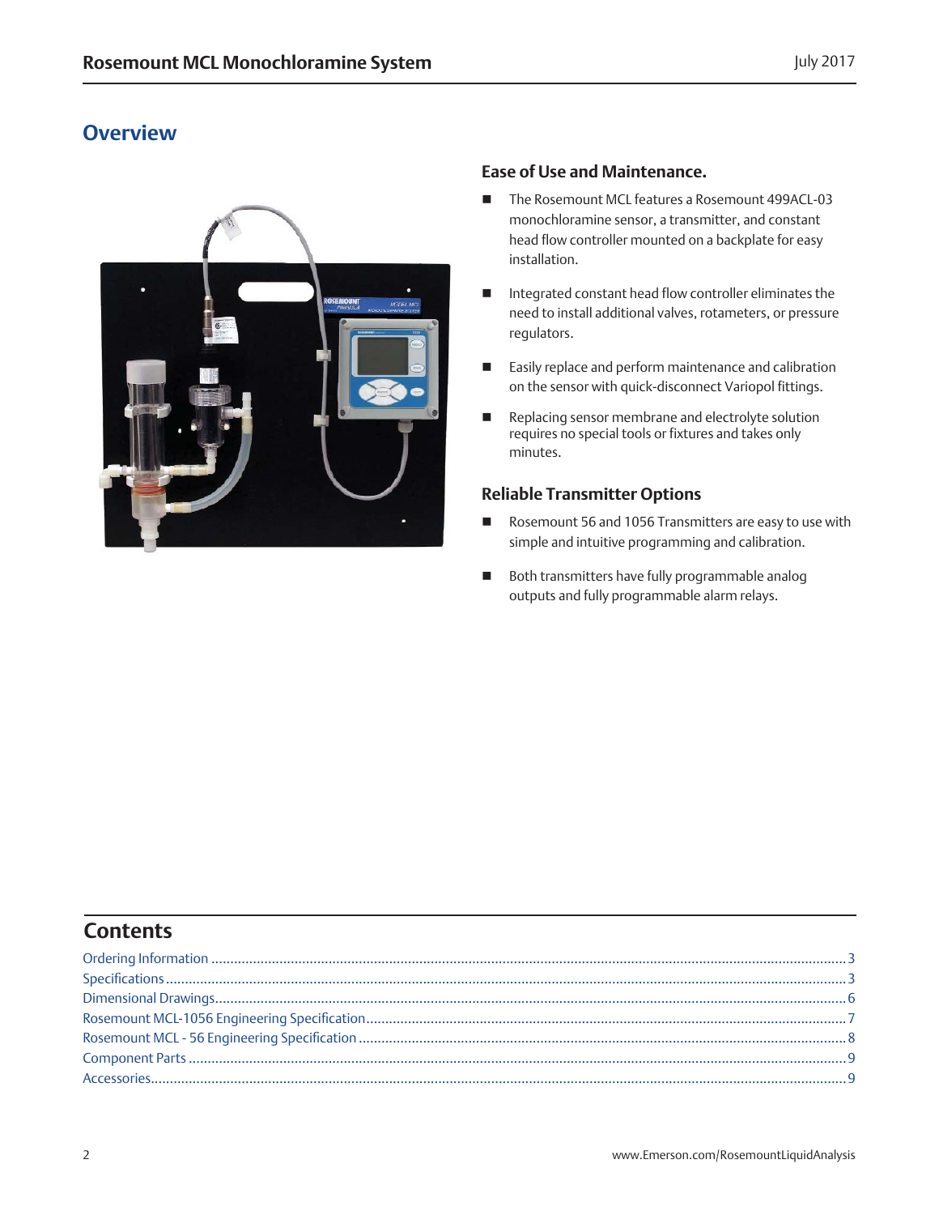## Overview

### Ease of Use and Maintenance.

- The Rosemount MCL features a Rosemount 499ACL-03 monochloramine sensor, a transmitter, and constant head flow controller mounted on a backplate for easy installation.
- Integrated constant head flow controller eliminates the need to install additional valves, rotameters, or pressure regulators.
- Easily replace and perform maintenance and calibration on the sensor with quick-disconnect Variopol fittings.
- Replacing sensor membrane and electrolyte solution requires no special tools or fixtures and takes only minutes.

### Reliable Transmitter Options

- Rosemount 56 and 1056 Transmitters are easy to use with simple and intuitive programming and calibration.
- Both transmitters have fully programmable analog outputs and fully programmable alarm relays.

## Contents

Ordering Information ........ 3
Specifications ........ 3
Dimensional Drawings ........ 6
Rosemount MCL-1056 Engineering Specification ........ 7
Rosemount MCL - 56 Engineering Specification ........ 8
Component Parts ........ 9
Accessories ........ 9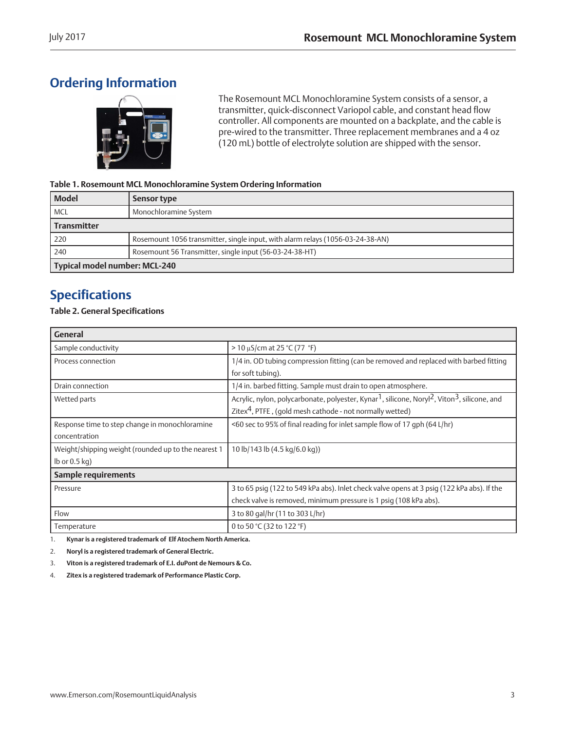## Ordering Information

The Rosemount MCL Monochloramine System consists of a sensor, a transmitter, quick-disconnect Variopol cable, and constant head flow controller. All components are mounted on a backplate, and the cable is pre-wired to the transmitter. Three replacement membranes and a 4 oz (120 mL) bottle of electrolyte solution are shipped with the sensor.

**Table 1. Rosemount MCL Monochloramine System Ordering Information**

| Model | Sensor type |
|---|---|
| MCL | Monochloramine System |
| **Transmitter** | |
| 220 | Rosemount 1056 transmitter, single input, with alarm relays (1056-03-24-38-AN) |
| 240 | Rosemount 56 Transmitter, single input (56-03-24-38-HT) |
| **Typical model number: MCL-240** | |

## Specifications

**Table 2. General Specifications**

| General | |
|---|---|
| Sample conductivity | > 10 µS/cm at 25 °C (77 °F) |
| Process connection | 1/4 in. OD tubing compression fitting (can be removed and replaced with barbed fitting for soft tubing). |
| Drain connection | 1/4 in. barbed fitting. Sample must drain to open atmosphere. |
| Wetted parts | Acrylic, nylon, polycarbonate, polyester, Kynar[1], silicone, Noryl[2], Viton[3], silicone, and Zitex[4], PTFE , (gold mesh cathode - not normally wetted) |
| Response time to step change in monochloramine concentration | <60 sec to 95% of final reading for inlet sample flow of 17 gph (64 L/hr) |
| Weight/shipping weight (rounded up to the nearest 1 lb or 0.5 kg) | 10 lb/143 lb (4.5 kg/6.0 kg)) |
| **Sample requirements** | |
| Pressure | 3 to 65 psig (122 to 549 kPa abs). Inlet check valve opens at 3 psig (122 kPa abs). If the check valve is removed, minimum pressure is 1 psig (108 kPa abs). |
| Flow | 3 to 80 gal/hr (11 to 303 L/hr) |
| Temperature | 0 to 50 °C (32 to 122 °F) |

1. **Kynar is a registered trademark of Elf Atochem North America.**
2. **Noryl is a registered trademark of General Electric.**
3. **Viton is a registered trademark of E.I. duPont de Nemours & Co.**
4. **Zitex is a registered trademark of Performance Plastic Corp.**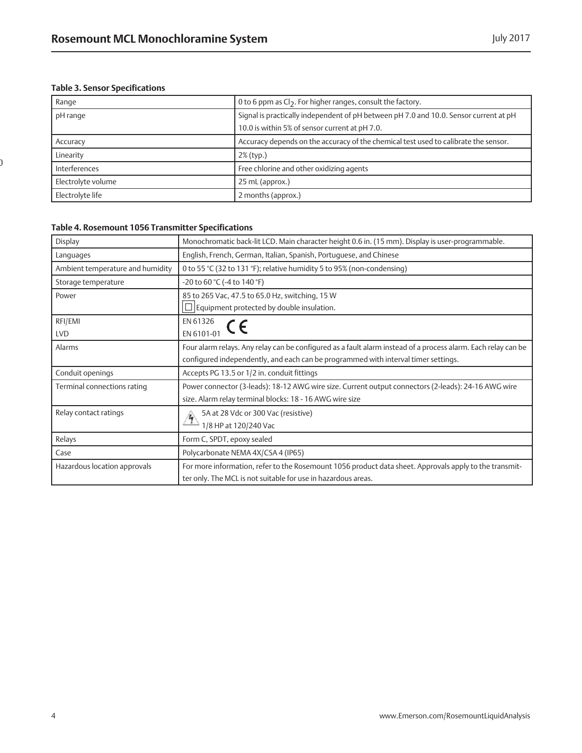**Table 3. Sensor Specifications**

| | |
|---|---|
| Range | 0 to 6 ppm as $Cl_2$. For higher ranges, consult the factory. |
| pH range | Signal is practically independent of pH between pH 7.0 and 10.0. Sensor current at pH 10.0 is within 5% of sensor current at pH 7.0. |
| Accuracy | Accuracy depends on the accuracy of the chemical test used to calibrate the sensor. |
| Linearity | 2% (typ.) |
| Interferences | Free chlorine and other oxidizing agents |
| Electrolyte volume | 25 mL (approx.) |
| Electrolyte life | 2 months (approx.) |

**Table 4. Rosemount 1056 Transmitter Specifications**

| | |
|---|---|
| Display | Monochromatic back-lit LCD. Main character height 0.6 in. (15 mm). Display is user-programmable. |
| Languages | English, French, German, Italian, Spanish, Portuguese, and Chinese |
| Ambient temperature and humidity | 0 to 55 °C (32 to 131 °F); relative humidity 5 to 95% (non-condensing) |
| Storage temperature | -20 to 60 °C (-4 to 140 °F) |
| Power | 85 to 265 Vac, 47.5 to 65.0 Hz, switching, 15 W<br>Equipment protected by double insulation. |
| RFI/EMI<br>LVD | EN 61326<br>EN 6101-01 CE |
| Alarms | Four alarm relays. Any relay can be configured as a fault alarm instead of a process alarm. Each relay can be configured independently, and each can be programmed with interval timer settings. |
| Conduit openings | Accepts PG 13.5 or 1/2 in. conduit fittings |
| Terminal connections rating | Power connector (3-leads): 18-12 AWG wire size. Current output connectors (2-leads): 24-16 AWG wire size. Alarm relay terminal blocks: 18 - 16 AWG wire size |
| Relay contact ratings | 5A at 28 Vdc or 300 Vac (resistive)<br>1/8 HP at 120/240 Vac |
| Relays | Form C, SPDT, epoxy sealed |
| Case | Polycarbonate NEMA 4X/CSA 4 (IP65) |
| Hazardous location approvals | For more information, refer to the Rosemount 1056 product data sheet. Approvals apply to the transmitter only. The MCL is not suitable for use in hazardous areas. |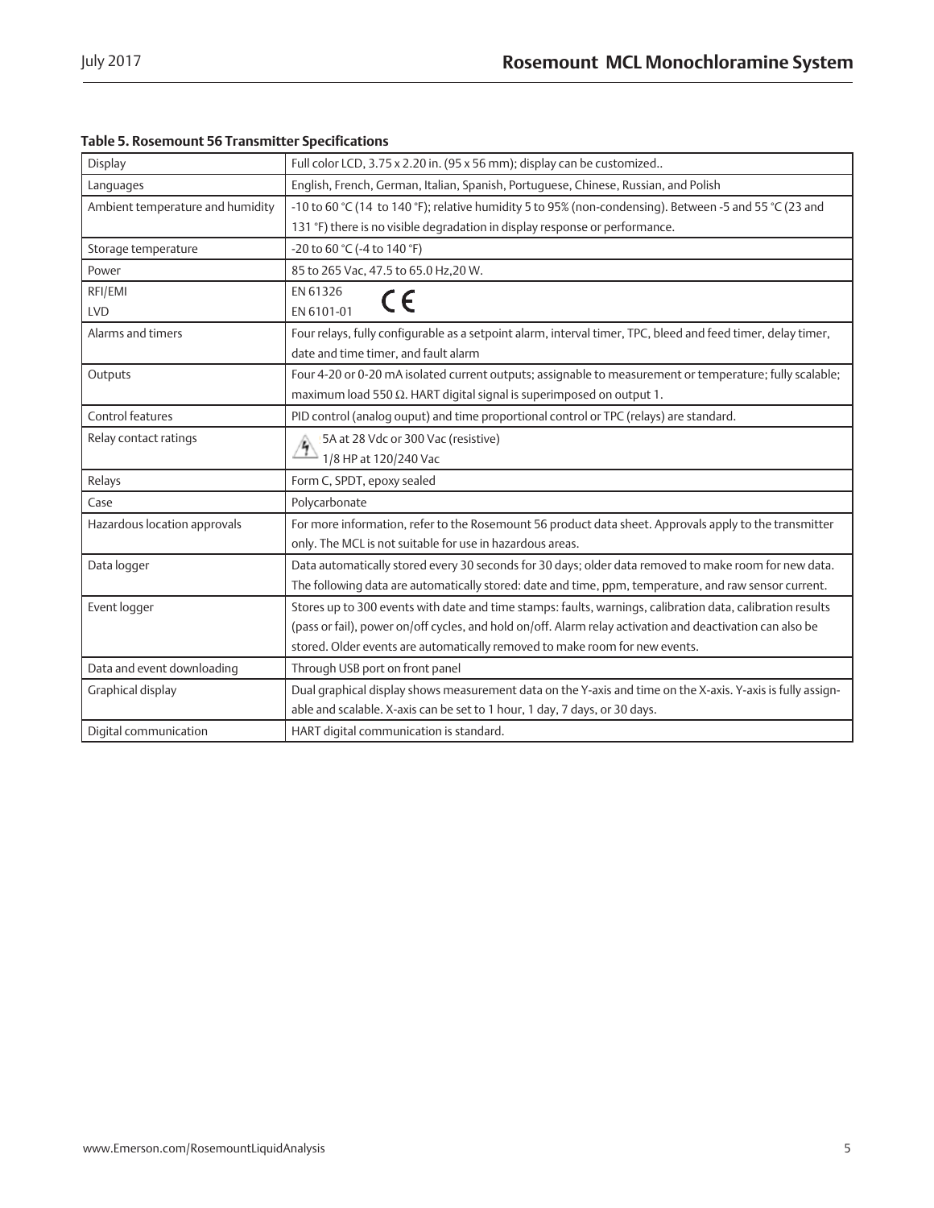**Table 5. Rosemount 56 Transmitter Specifications**

| Display | Full color LCD, 3.75 x 2.20 in. (95 x 56 mm); display can be customized.. |
|---|---|
| Languages | English, French, German, Italian, Spanish, Portuguese, Chinese, Russian, and Polish |
| Ambient temperature and humidity | -10 to 60 °C (14 to 140 °F); relative humidity 5 to 95% (non-condensing). Between -5 and 55 °C (23 and 131 °F) there is no visible degradation in display response or performance. |
| Storage temperature | -20 to 60 °C (-4 to 140 °F) |
| Power | 85 to 265 Vac, 47.5 to 65.0 Hz,20 W. |
| RFI/EMI<br>LVD | EN 61326<br>EN 6101-01 CE |
| Alarms and timers | Four relays, fully configurable as a setpoint alarm, interval timer, TPC, bleed and feed timer, delay timer, date and time timer, and fault alarm |
| Outputs | Four 4-20 or 0-20 mA isolated current outputs; assignable to measurement or temperature; fully scalable; maximum load 550 Ω. HART digital signal is superimposed on output 1. |
| Control features | PID control (analog ouput) and time proportional control or TPC (relays) are standard. |
| Relay contact ratings | 5A at 28 Vdc or 300 Vac (resistive)<br>1/8 HP at 120/240 Vac |
| Relays | Form C, SPDT, epoxy sealed |
| Case | Polycarbonate |
| Hazardous location approvals | For more information, refer to the Rosemount 56 product data sheet. Approvals apply to the transmitter only. The MCL is not suitable for use in hazardous areas. |
| Data logger | Data automatically stored every 30 seconds for 30 days; older data removed to make room for new data. The following data are automatically stored: date and time, ppm, temperature, and raw sensor current. |
| Event logger | Stores up to 300 events with date and time stamps: faults, warnings, calibration data, calibration results (pass or fail), power on/off cycles, and hold on/off. Alarm relay activation and deactivation can also be stored. Older events are automatically removed to make room for new events. |
| Data and event downloading | Through USB port on front panel |
| Graphical display | Dual graphical display shows measurement data on the Y-axis and time on the X-axis. Y-axis is fully assignable and scalable. X-axis can be set to 1 hour, 1 day, 7 days, or 30 days. |
| Digital communication | HART digital communication is standard. |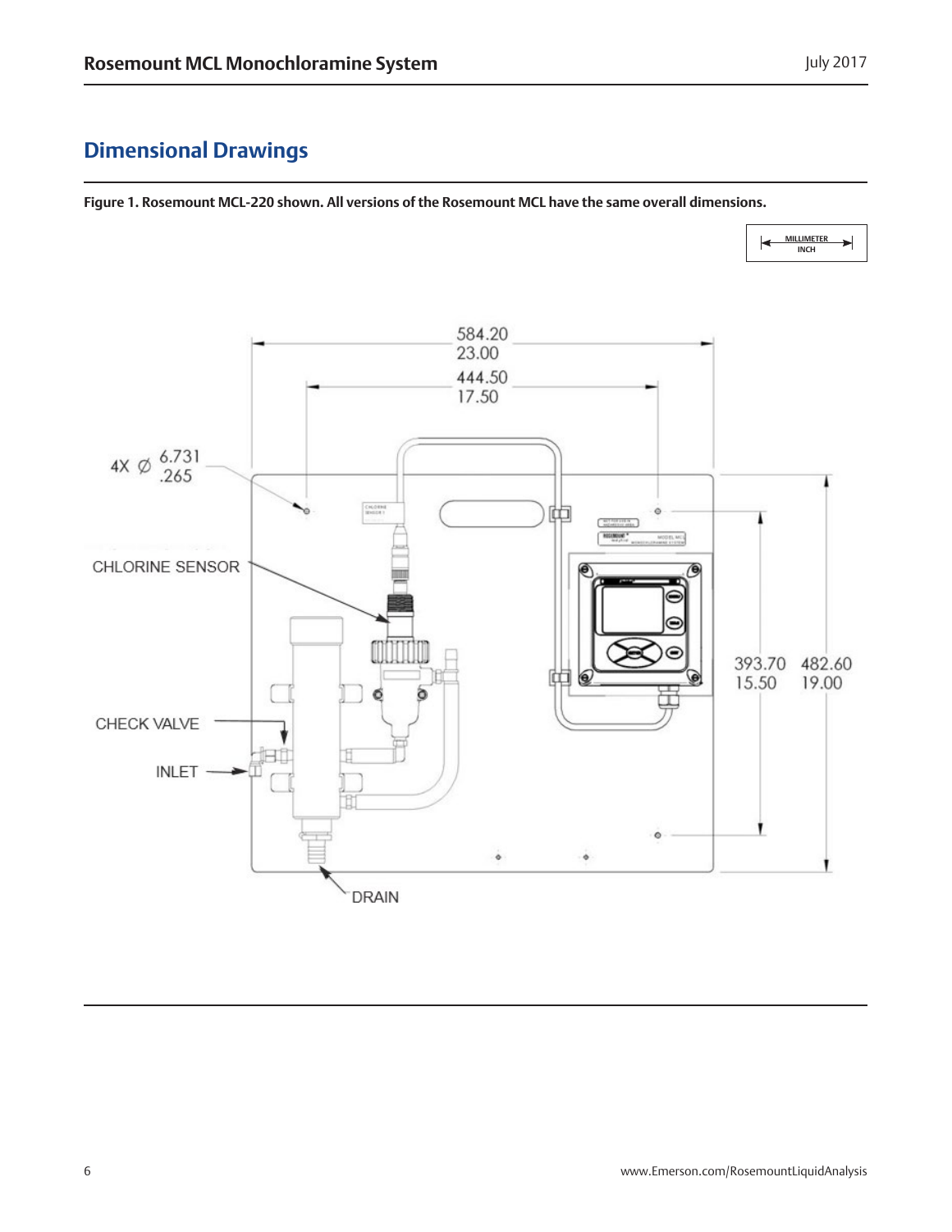## Dimensional Drawings

**Figure 1. Rosemount MCL-220 shown. All versions of the Rosemount MCL have the same overall dimensions.**

MILLIMETER
INCH

584.20
23.00

444.50
17.50

4X ∅ 6.731
.265

CHLORINE SENSOR

CHECK VALVE

INLET

DRAIN

393.70
15.50

482.60
19.00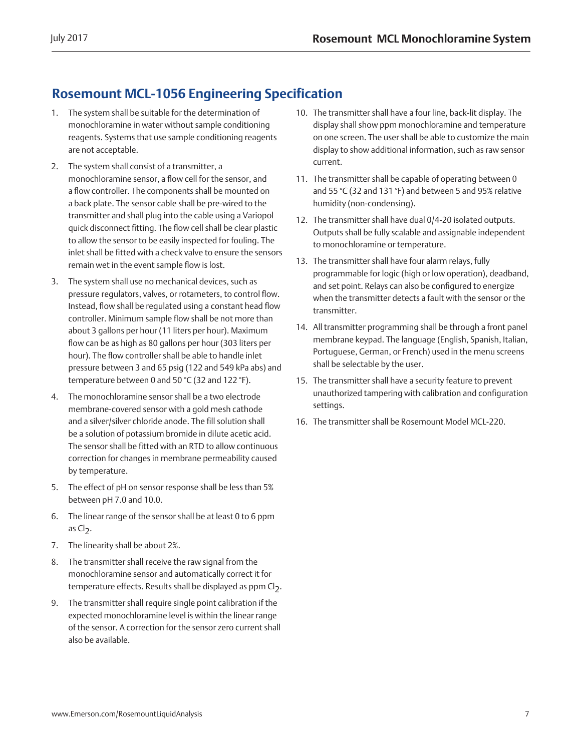## Rosemount MCL-1056 Engineering Specification

1. The system shall be suitable for the determination of monochloramine in water without sample conditioning reagents. Systems that use sample conditioning reagents are not acceptable.
2. The system shall consist of a transmitter, a monochloramine sensor, a flow cell for the sensor, and a flow controller. The components shall be mounted on a back plate. The sensor cable shall be pre-wired to the transmitter and shall plug into the cable using a Variopol quick disconnect fitting. The flow cell shall be clear plastic to allow the sensor to be easily inspected for fouling. The inlet shall be fitted with a check valve to ensure the sensors remain wet in the event sample flow is lost.
3. The system shall use no mechanical devices, such as pressure regulators, valves, or rotameters, to control flow. Instead, flow shall be regulated using a constant head flow controller. Minimum sample flow shall be not more than about 3 gallons per hour (11 liters per hour). Maximum flow can be as high as 80 gallons per hour (303 liters per hour). The flow controller shall be able to handle inlet pressure between 3 and 65 psig (122 and 549 kPa abs) and temperature between 0 and 50 °C (32 and 122 °F).
4. The monochloramine sensor shall be a two electrode membrane-covered sensor with a gold mesh cathode and a silver/silver chloride anode. The fill solution shall be a solution of potassium bromide in dilute acetic acid. The sensor shall be fitted with an RTD to allow continuous correction for changes in membrane permeability caused by temperature.
5. The effect of pH on sensor response shall be less than 5% between pH 7.0 and 10.0.
6. The linear range of the sensor shall be at least 0 to 6 ppm as $Cl_2$.
7. The linearity shall be about 2%.
8. The transmitter shall receive the raw signal from the monochloramine sensor and automatically correct it for temperature effects. Results shall be displayed as ppm $Cl_2$.
9. The transmitter shall require single point calibration if the expected monochloramine level is within the linear range of the sensor. A correction for the sensor zero current shall also be available.
10. The transmitter shall have a four line, back-lit display. The display shall show ppm monochloramine and temperature on one screen. The user shall be able to customize the main display to show additional information, such as raw sensor current.
11. The transmitter shall be capable of operating between 0 and 55 °C (32 and 131 °F) and between 5 and 95% relative humidity (non-condensing).
12. The transmitter shall have dual 0/4-20 isolated outputs. Outputs shall be fully scalable and assignable independent to monochloramine or temperature.
13. The transmitter shall have four alarm relays, fully programmable for logic (high or low operation), deadband, and set point. Relays can also be configured to energize when the transmitter detects a fault with the sensor or the transmitter.
14. All transmitter programming shall be through a front panel membrane keypad. The language (English, Spanish, Italian, Portuguese, German, or French) used in the menu screens shall be selectable by the user.
15. The transmitter shall have a security feature to prevent unauthorized tampering with calibration and configuration settings.
16. The transmitter shall be Rosemount Model MCL-220.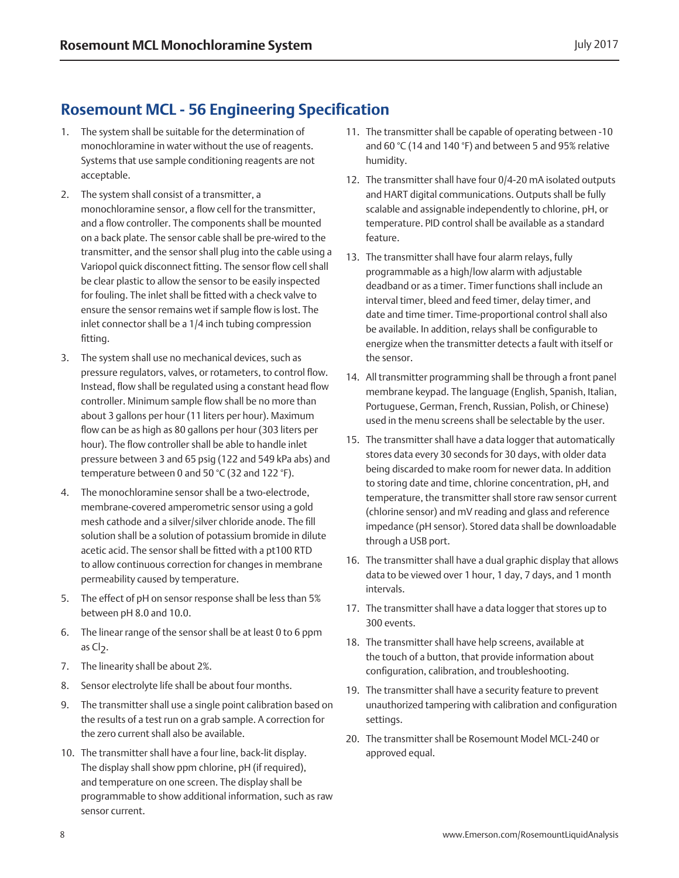## Rosemount MCL - 56 Engineering Specification

1. The system shall be suitable for the determination of monochloramine in water without the use of reagents. Systems that use sample conditioning reagents are not acceptable.
2. The system shall consist of a transmitter, a monochloramine sensor, a flow cell for the transmitter, and a flow controller. The components shall be mounted on a back plate. The sensor cable shall be pre-wired to the transmitter, and the sensor shall plug into the cable using a Variopol quick disconnect fitting. The sensor flow cell shall be clear plastic to allow the sensor to be easily inspected for fouling. The inlet shall be fitted with a check valve to ensure the sensor remains wet if sample flow is lost. The inlet connector shall be a 1/4 inch tubing compression fitting.
3. The system shall use no mechanical devices, such as pressure regulators, valves, or rotameters, to control flow. Instead, flow shall be regulated using a constant head flow controller. Minimum sample flow shall be no more than about 3 gallons per hour (11 liters per hour). Maximum flow can be as high as 80 gallons per hour (303 liters per hour). The flow controller shall be able to handle inlet pressure between 3 and 65 psig (122 and 549 kPa abs) and temperature between 0 and 50 °C (32 and 122 °F).
4. The monochloramine sensor shall be a two-electrode, membrane-covered amperometric sensor using a gold mesh cathode and a silver/silver chloride anode. The fill solution shall be a solution of potassium bromide in dilute acetic acid. The sensor shall be fitted with a pt100 RTD to allow continuous correction for changes in membrane permeability caused by temperature.
5. The effect of pH on sensor response shall be less than 5% between pH 8.0 and 10.0.
6. The linear range of the sensor shall be at least 0 to 6 ppm as $Cl_2$.
7. The linearity shall be about 2%.
8. Sensor electrolyte life shall be about four months.
9. The transmitter shall use a single point calibration based on the results of a test run on a grab sample. A correction for the zero current shall also be available.
10. The transmitter shall have a four line, back-lit display. The display shall show ppm chlorine, pH (if required), and temperature on one screen. The display shall be programmable to show additional information, such as raw sensor current.
11. The transmitter shall be capable of operating between -10 and 60 °C (14 and 140 °F) and between 5 and 95% relative humidity.
12. The transmitter shall have four 0/4-20 mA isolated outputs and HART digital communications. Outputs shall be fully scalable and assignable independently to chlorine, pH, or temperature. PID control shall be available as a standard feature.
13. The transmitter shall have four alarm relays, fully programmable as a high/low alarm with adjustable deadband or as a timer. Timer functions shall include an interval timer, bleed and feed timer, delay timer, and date and time timer. Time-proportional control shall also be available. In addition, relays shall be configurable to energize when the transmitter detects a fault with itself or the sensor.
14. All transmitter programming shall be through a front panel membrane keypad. The language (English, Spanish, Italian, Portuguese, German, French, Russian, Polish, or Chinese) used in the menu screens shall be selectable by the user.
15. The transmitter shall have a data logger that automatically stores data every 30 seconds for 30 days, with older data being discarded to make room for newer data. In addition to storing date and time, chlorine concentration, pH, and temperature, the transmitter shall store raw sensor current (chlorine sensor) and mV reading and glass and reference impedance (pH sensor). Stored data shall be downloadable through a USB port.
16. The transmitter shall have a dual graphic display that allows data to be viewed over 1 hour, 1 day, 7 days, and 1 month intervals.
17. The transmitter shall have a data logger that stores up to 300 events.
18. The transmitter shall have help screens, available at the touch of a button, that provide information about configuration, calibration, and troubleshooting.
19. The transmitter shall have a security feature to prevent unauthorized tampering with calibration and configuration settings.
20. The transmitter shall be Rosemount Model MCL-240 or approved equal.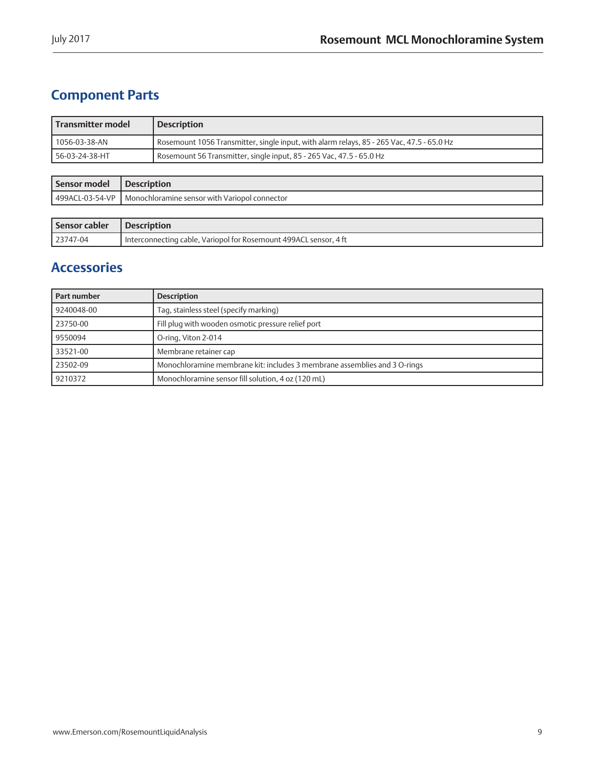## Component Parts

| Transmitter model | Description |
|---|---|
| 1056-03-38-AN | Rosemount 1056 Transmitter, single input, with alarm relays, 85 - 265 Vac, 47.5 - 65.0 Hz |
| 56-03-24-38-HT | Rosemount 56 Transmitter, single input, 85 - 265 Vac, 47.5 - 65.0 Hz |

| Sensor model | Description |
|---|---|
| 499ACL-03-54-VP | Monochloramine sensor with Variopol connector |

| Sensor cabler | Description |
|---|---|
| 23747-04 | Interconnecting cable, Variopol for Rosemount 499ACL sensor, 4 ft |

## Accessories

| Part number | Description |
|---|---|
| 9240048-00 | Tag, stainless steel (specify marking) |
| 23750-00 | Fill plug with wooden osmotic pressure relief port |
| 9550094 | O-ring, Viton 2-014 |
| 33521-00 | Membrane retainer cap |
| 23502-09 | Monochloramine membrane kit: includes 3 membrane assemblies and 3 O-rings |
| 9210372 | Monochloramine sensor fill solution, 4 oz (120 mL) |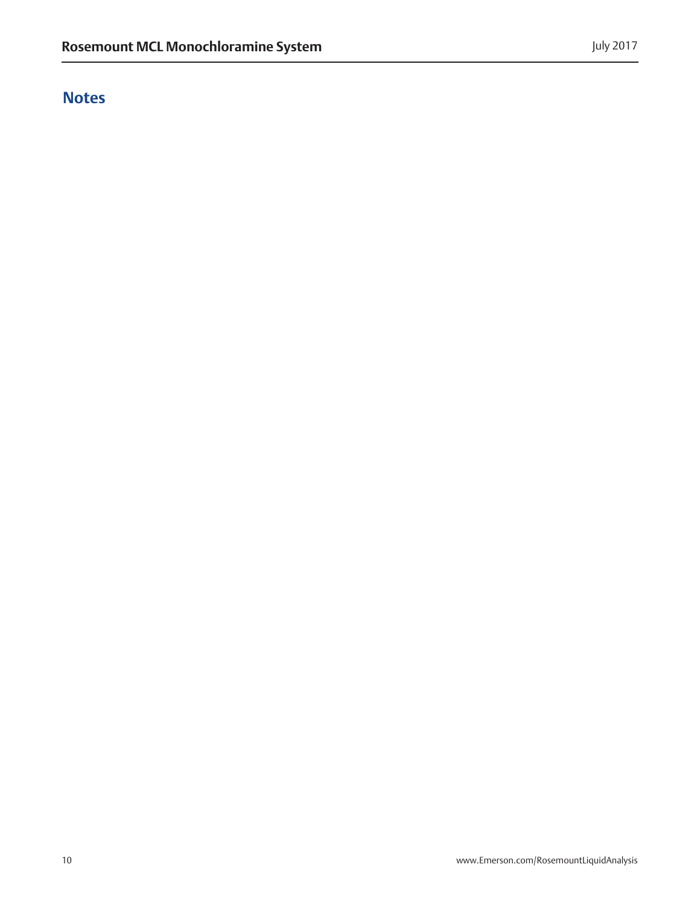## Notes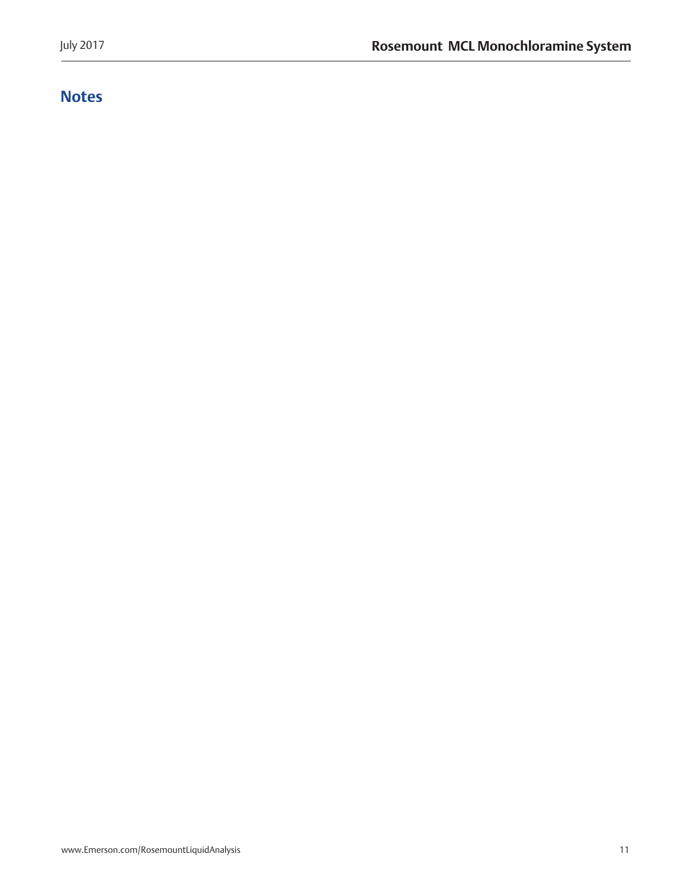## Notes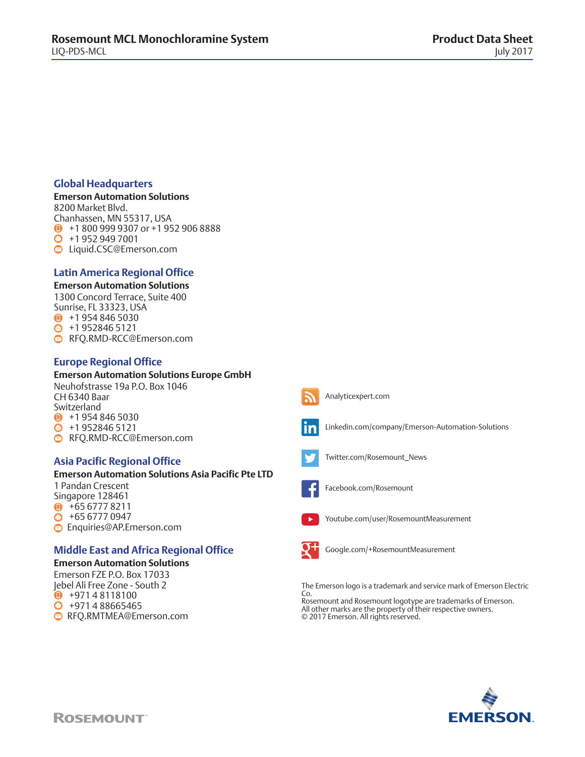## Global Headquarters

**Emerson Automation Solutions**
8200 Market Blvd.
Chanhassen, MN 55317, USA
+1 800 999 9307 or +1 952 906 8888
+1 952 949 7001
Liquid.CSC@Emerson.com

## Latin America Regional Office

**Emerson Automation Solutions**
1300 Concord Terrace, Suite 400
Sunrise, FL 33323, USA
+1 954 846 5030
+1 952846 5121
RFQ.RMD-RCC@Emerson.com

## Europe Regional Office

**Emerson Automation Solutions Europe GmbH**
Neuhofstrasse 19a P.O. Box 1046
CH 6340 Baar
Switzerland
+1 954 846 5030
+1 952846 5121
RFQ.RMD-RCC@Emerson.com

## Asia Pacific Regional Office

**Emerson Automation Solutions Asia Pacific Pte LTD**
1 Pandan Crescent
Singapore 128461
+65 6777 8211
+65 6777 0947
Enquiries@AP.Emerson.com

## Middle East and Africa Regional Office

**Emerson Automation Solutions**
Emerson FZE P.O. Box 17033
Jebel Ali Free Zone - South 2
+971 4 8118100
+971 4 88665465
RFQ.RMTMEA@Emerson.com

Analyticexpert.com

Linkedin.com/company/Emerson-Automation-Solutions

Twitter.com/Rosemount_News

Facebook.com/Rosemount

Youtube.com/user/RosemountMeasurement

Google.com/+RosemountMeasurement

The Emerson logo is a trademark and service mark of Emerson Electric Co.
Rosemount and Rosemount logotype are trademarks of Emerson.
All other marks are the property of their respective owners.
© 2017 Emerson. All rights reserved.

ROSEMOUNT™

EMERSON.